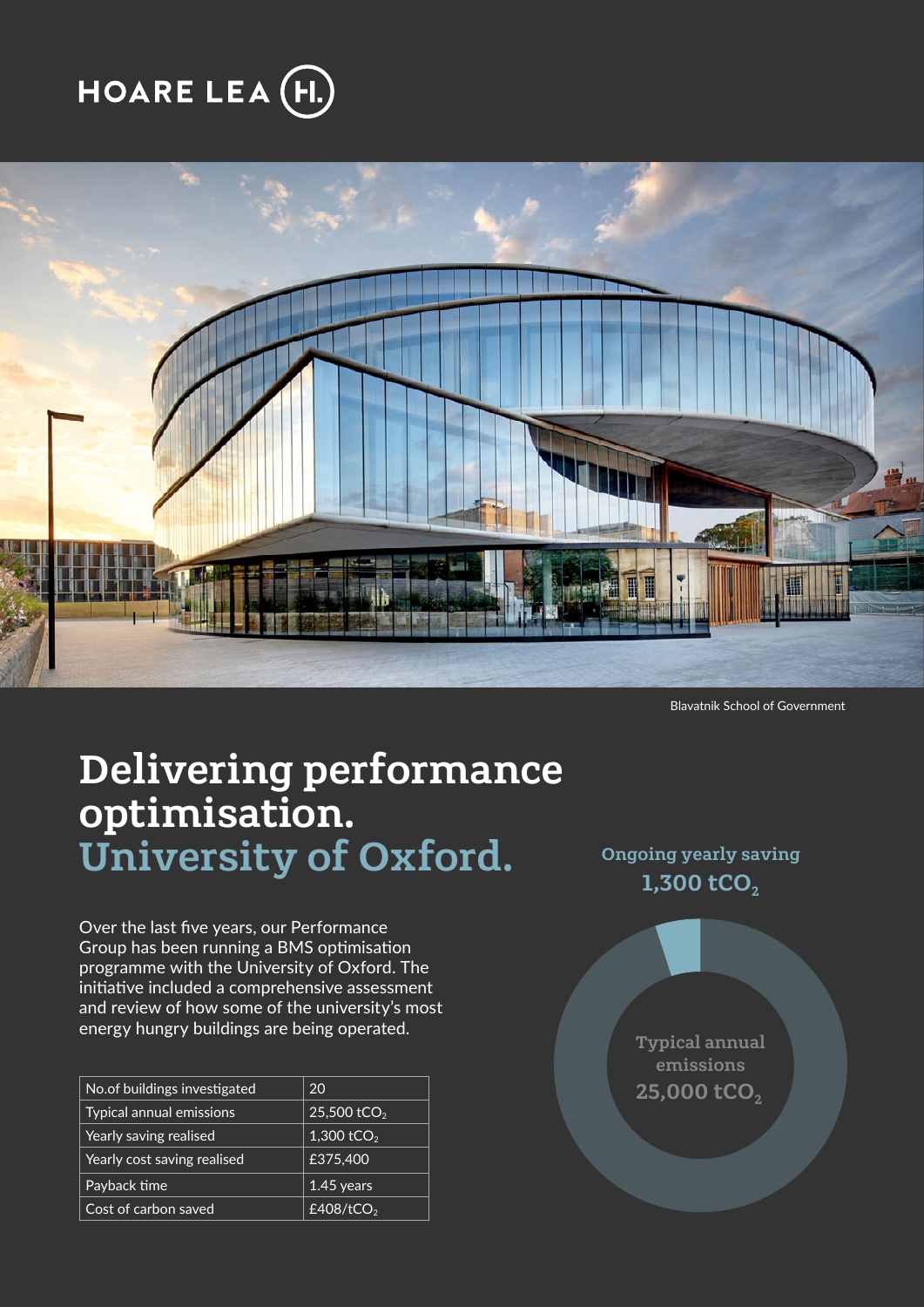HOARE LEA

Blavatnik School of Government

# Delivering performance optimisation.
# University of Oxford.

Over the last five years, our Performance Group has been running a BMS optimisation programme with the University of Oxford. The initiative included a comprehensive assessment and review of how some of the university's most energy hungry buildings are being operated.

| No.of buildings investigated | 20 |
|---|---|
| Typical annual emissions | 25,500 $tCO_2$ |
| Yearly saving realised | 1,300 $tCO_2$ |
| Yearly cost saving realised | £375,400 |
| Payback time | 1.45 years |
| Cost of carbon saved | £408/$tCO_2$ |

**Ongoing yearly saving**
**1,300 $tCO_2$**

**Typical annual emissions**
**25,000 $tCO_2$**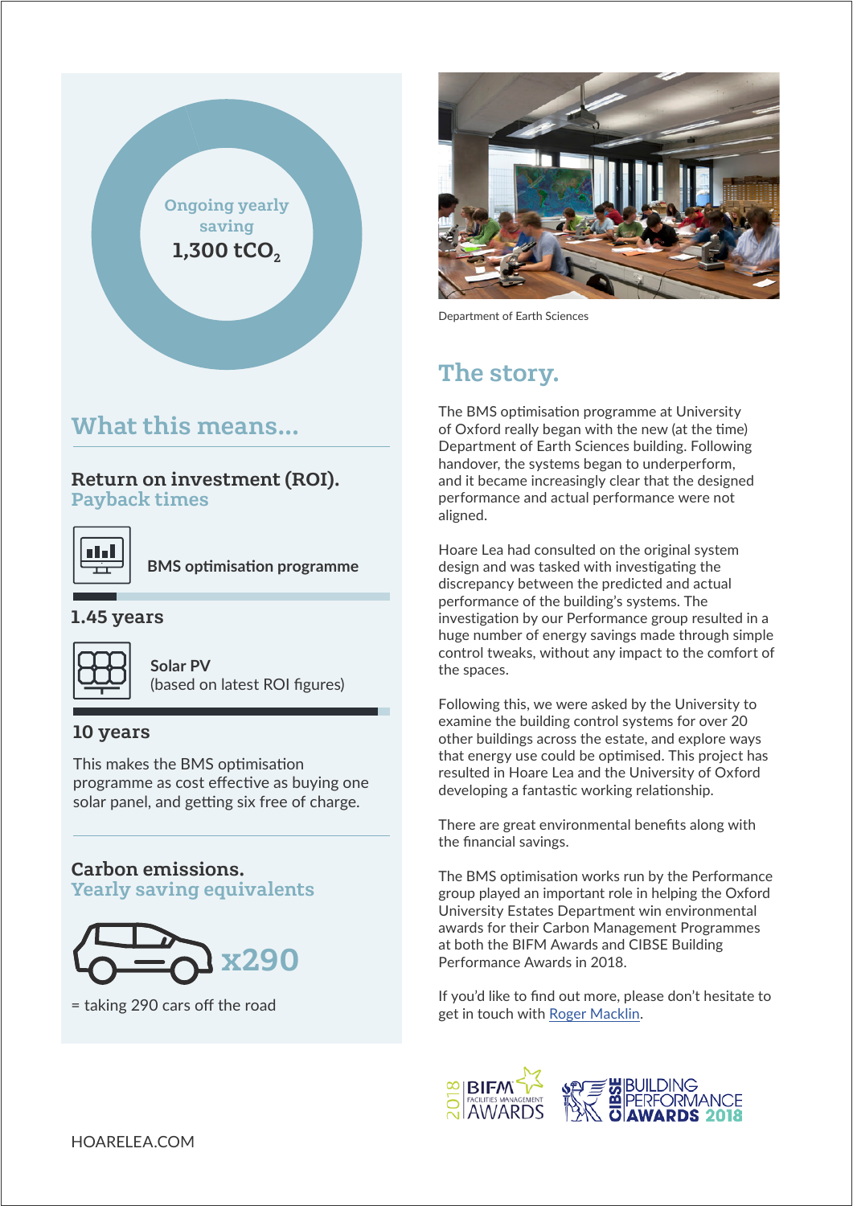Ongoing yearly saving

**1,300 $tCO_2$**

## What this means...

### Return on investment (ROI).
### Payback times

**BMS optimisation programme**

**1.45 years**

**Solar PV**
(based on latest ROI figures)

**10 years**

This makes the BMS optimisation programme as cost effective as buying one solar panel, and getting six free of charge.

### Carbon emissions.
### Yearly saving equivalents

x290

= taking 290 cars off the road

Department of Earth Sciences

## The story.

The BMS optimisation programme at University of Oxford really began with the new (at the time) Department of Earth Sciences building. Following handover, the systems began to underperform, and it became increasingly clear that the designed performance and actual performance were not aligned.

Hoare Lea had consulted on the original system design and was tasked with investigating the discrepancy between the predicted and actual performance of the building's systems. The investigation by our Performance group resulted in a huge number of energy savings made through simple control tweaks, without any impact to the comfort of the spaces.

Following this, we were asked by the University to examine the building control systems for over 20 other buildings across the estate, and explore ways that energy use could be optimised. This project has resulted in Hoare Lea and the University of Oxford developing a fantastic working relationship.

There are great environmental benefits along with the financial savings.

The BMS optimisation works run by the Performance group played an important role in helping the Oxford University Estates Department win environmental awards for their Carbon Management Programmes at both the BIFM Awards and CIBSE Building Performance Awards in 2018.

If you'd like to find out more, please don't hesitate to get in touch with Roger Macklin.

2018 BIFM Facilities Management Awards

CIBSE Building Performance Awards 2018

HOARELEA.COM